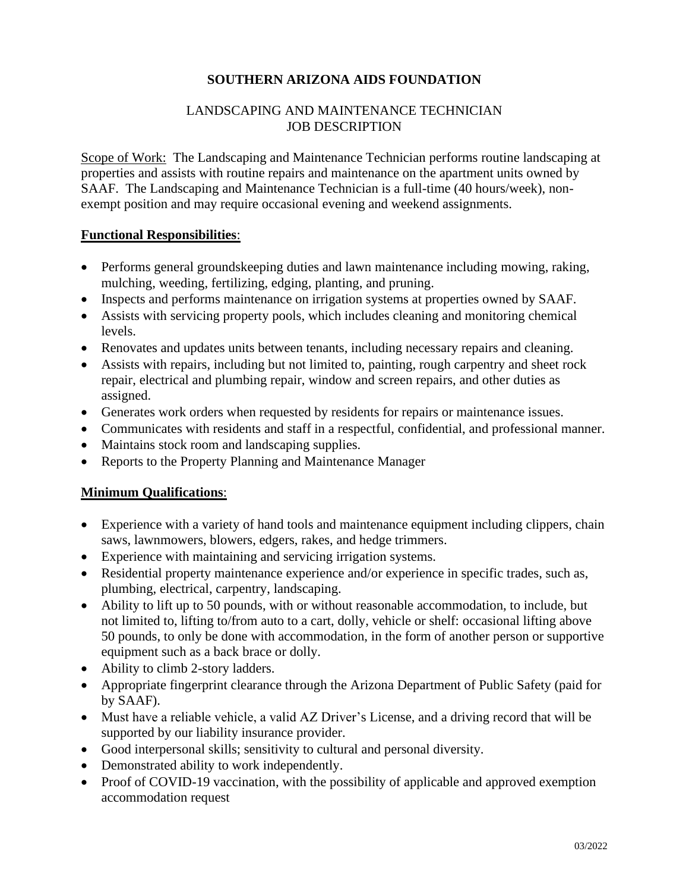# SOUTHERN ARIZONA AIDS FOUNDATION

## LANDSCAPING AND MAINTENANCE TECHNICIAN
## JOB DESCRIPTION

Scope of Work: The Landscaping and Maintenance Technician performs routine landscaping at properties and assists with routine repairs and maintenance on the apartment units owned by SAAF. The Landscaping and Maintenance Technician is a full-time (40 hours/week), non-exempt position and may require occasional evening and weekend assignments.

**Functional Responsibilities**:

- Performs general groundskeeping duties and lawn maintenance including mowing, raking, mulching, weeding, fertilizing, edging, planting, and pruning.
- Inspects and performs maintenance on irrigation systems at properties owned by SAAF.
- Assists with servicing property pools, which includes cleaning and monitoring chemical levels.
- Renovates and updates units between tenants, including necessary repairs and cleaning.
- Assists with repairs, including but not limited to, painting, rough carpentry and sheet rock repair, electrical and plumbing repair, window and screen repairs, and other duties as assigned.
- Generates work orders when requested by residents for repairs or maintenance issues.
- Communicates with residents and staff in a respectful, confidential, and professional manner.
- Maintains stock room and landscaping supplies.
- Reports to the Property Planning and Maintenance Manager

**Minimum Qualifications**:

- Experience with a variety of hand tools and maintenance equipment including clippers, chain saws, lawnmowers, blowers, edgers, rakes, and hedge trimmers.
- Experience with maintaining and servicing irrigation systems.
- Residential property maintenance experience and/or experience in specific trades, such as, plumbing, electrical, carpentry, landscaping.
- Ability to lift up to 50 pounds, with or without reasonable accommodation, to include, but not limited to, lifting to/from auto to a cart, dolly, vehicle or shelf: occasional lifting above 50 pounds, to only be done with accommodation, in the form of another person or supportive equipment such as a back brace or dolly.
- Ability to climb 2-story ladders.
- Appropriate fingerprint clearance through the Arizona Department of Public Safety (paid for by SAAF).
- Must have a reliable vehicle, a valid AZ Driver's License, and a driving record that will be supported by our liability insurance provider.
- Good interpersonal skills; sensitivity to cultural and personal diversity.
- Demonstrated ability to work independently.
- Proof of COVID-19 vaccination, with the possibility of applicable and approved exemption accommodation request

03/2022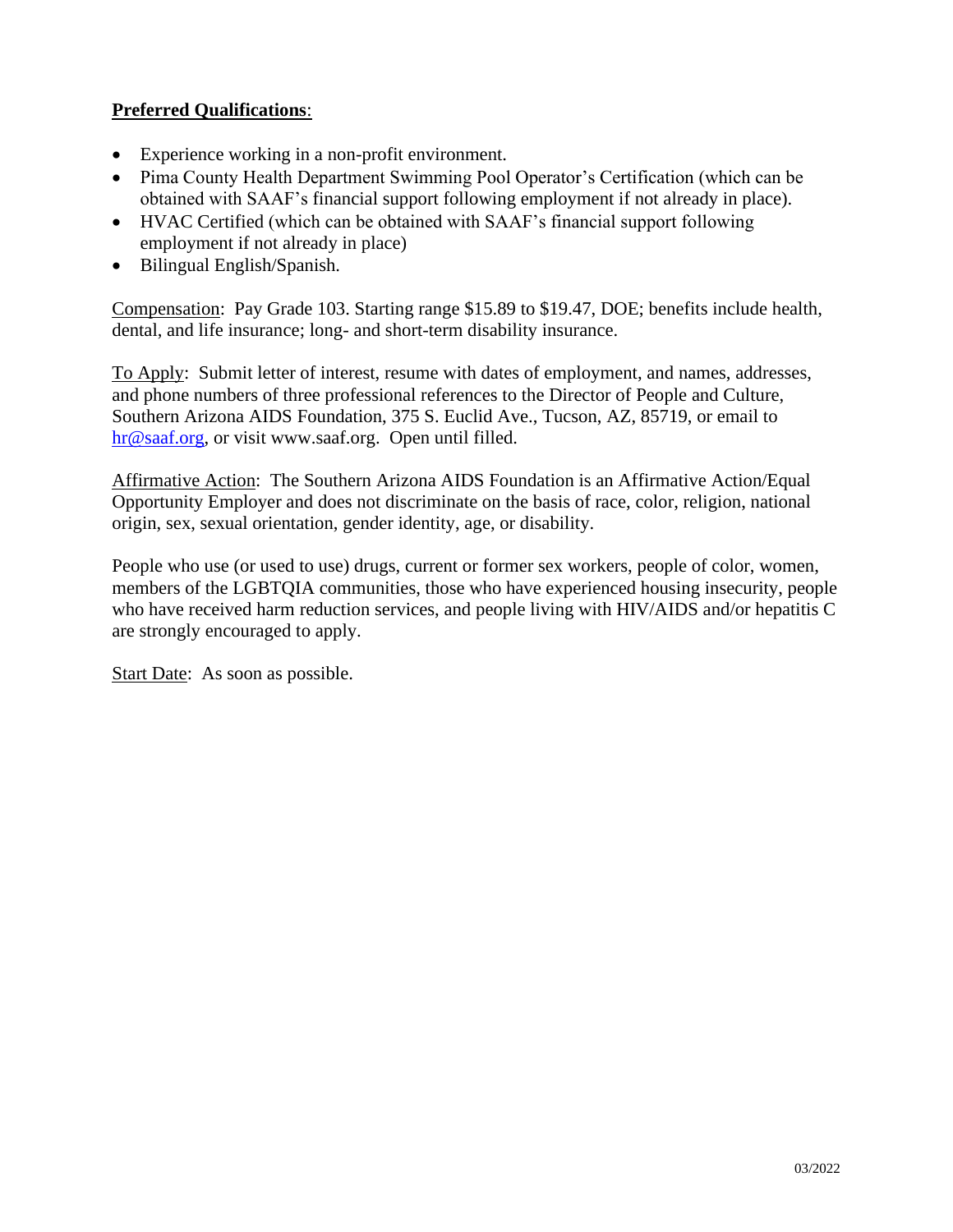**Preferred Qualifications**:

- Experience working in a non-profit environment.
- Pima County Health Department Swimming Pool Operator's Certification (which can be obtained with SAAF's financial support following employment if not already in place).
- HVAC Certified (which can be obtained with SAAF's financial support following employment if not already in place)
- Bilingual English/Spanish.

Compensation: Pay Grade 103. Starting range $15.89 to $19.47, DOE; benefits include health, dental, and life insurance; long- and short-term disability insurance.

To Apply: Submit letter of interest, resume with dates of employment, and names, addresses, and phone numbers of three professional references to the Director of People and Culture, Southern Arizona AIDS Foundation, 375 S. Euclid Ave., Tucson, AZ, 85719, or email to hr@saaf.org, or visit www.saaf.org. Open until filled.

Affirmative Action: The Southern Arizona AIDS Foundation is an Affirmative Action/Equal Opportunity Employer and does not discriminate on the basis of race, color, religion, national origin, sex, sexual orientation, gender identity, age, or disability.

People who use (or used to use) drugs, current or former sex workers, people of color, women, members of the LGBTQIA communities, those who have experienced housing insecurity, people who have received harm reduction services, and people living with HIV/AIDS and/or hepatitis C are strongly encouraged to apply.

Start Date: As soon as possible.

03/2022